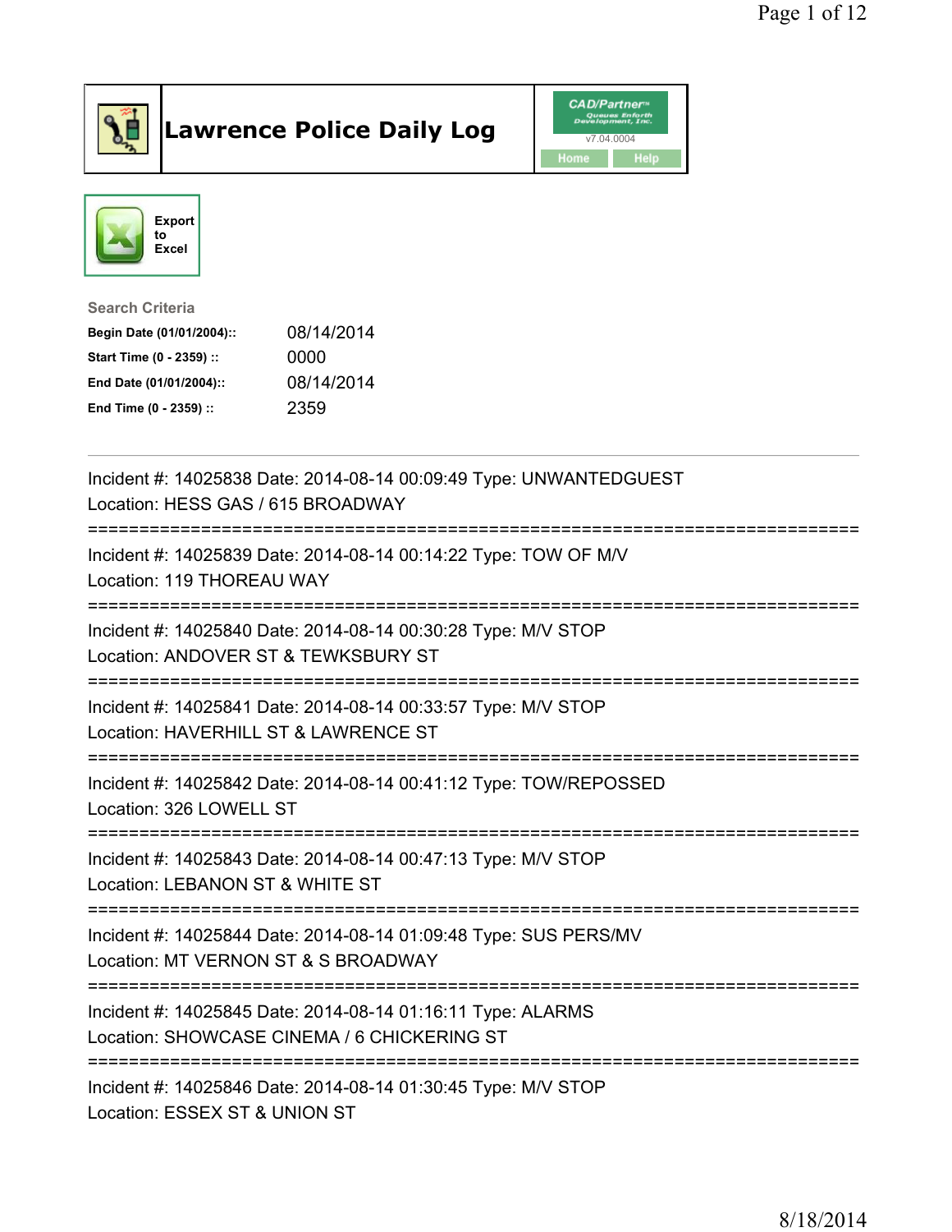# Lawrence Police Daily Log

CAD/Partner v7.04.0004

Home Help

Export to Excel

**Search Criteria**

| | |
|---|---|
| **Begin Date (01/01/2004)::** | 08/14/2014 |
| **Start Time (0 - 2359) ::** | 0000 |
| **End Date (01/01/2004)::** | 08/14/2014 |
| **End Time (0 - 2359) ::** | 2359 |

---

Incident #: 14025838 Date: 2014-08-14 00:09:49 Type: UNWANTEDGUEST
Location: HESS GAS / 615 BROADWAY

===========================================================================

Incident #: 14025839 Date: 2014-08-14 00:14:22 Type: TOW OF M/V
Location: 119 THOREAU WAY

===========================================================================

Incident #: 14025840 Date: 2014-08-14 00:30:28 Type: M/V STOP
Location: ANDOVER ST & TEWKSBURY ST

===========================================================================

Incident #: 14025841 Date: 2014-08-14 00:33:57 Type: M/V STOP
Location: HAVERHILL ST & LAWRENCE ST

===========================================================================

Incident #: 14025842 Date: 2014-08-14 00:41:12 Type: TOW/REPOSSED
Location: 326 LOWELL ST

===========================================================================

Incident #: 14025843 Date: 2014-08-14 00:47:13 Type: M/V STOP
Location: LEBANON ST & WHITE ST

===========================================================================

Incident #: 14025844 Date: 2014-08-14 01:09:48 Type: SUS PERS/MV
Location: MT VERNON ST & S BROADWAY

===========================================================================

Incident #: 14025845 Date: 2014-08-14 01:16:11 Type: ALARMS
Location: SHOWCASE CINEMA / 6 CHICKERING ST

===========================================================================

Incident #: 14025846 Date: 2014-08-14 01:30:45 Type: M/V STOP
Location: ESSEX ST & UNION ST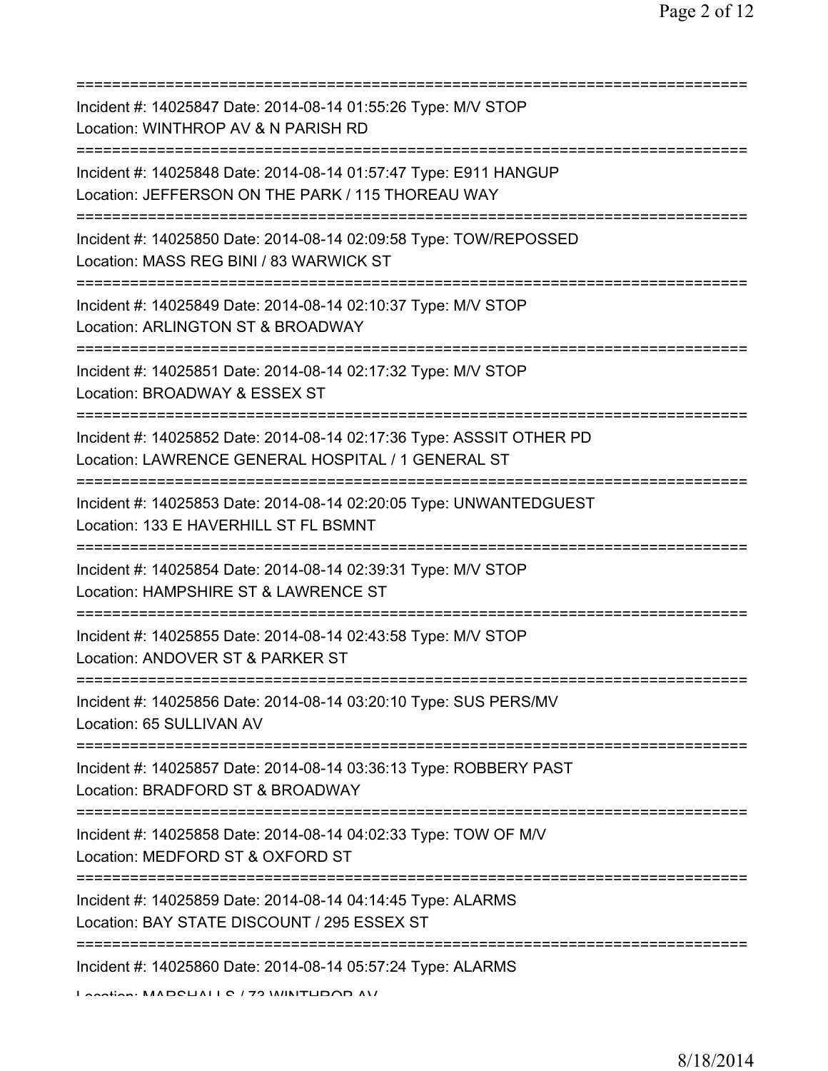===========================================================================
Incident #: 14025847 Date: 2014-08-14 01:55:26 Type: M/V STOP
Location: WINTHROP AV & N PARISH RD
===========================================================================
Incident #: 14025848 Date: 2014-08-14 01:57:47 Type: E911 HANGUP
Location: JEFFERSON ON THE PARK / 115 THOREAU WAY
===========================================================================
Incident #: 14025850 Date: 2014-08-14 02:09:58 Type: TOW/REPOSSED
Location: MASS REG BINI / 83 WARWICK ST
===========================================================================
Incident #: 14025849 Date: 2014-08-14 02:10:37 Type: M/V STOP
Location: ARLINGTON ST & BROADWAY
===========================================================================
Incident #: 14025851 Date: 2014-08-14 02:17:32 Type: M/V STOP
Location: BROADWAY & ESSEX ST
===========================================================================
Incident #: 14025852 Date: 2014-08-14 02:17:36 Type: ASSSIT OTHER PD
Location: LAWRENCE GENERAL HOSPITAL / 1 GENERAL ST
===========================================================================
Incident #: 14025853 Date: 2014-08-14 02:20:05 Type: UNWANTEDGUEST
Location: 133 E HAVERHILL ST FL BSMNT
===========================================================================
Incident #: 14025854 Date: 2014-08-14 02:39:31 Type: M/V STOP
Location: HAMPSHIRE ST & LAWRENCE ST
===========================================================================
Incident #: 14025855 Date: 2014-08-14 02:43:58 Type: M/V STOP
Location: ANDOVER ST & PARKER ST
===========================================================================
Incident #: 14025856 Date: 2014-08-14 03:20:10 Type: SUS PERS/MV
Location: 65 SULLIVAN AV
===========================================================================
Incident #: 14025857 Date: 2014-08-14 03:36:13 Type: ROBBERY PAST
Location: BRADFORD ST & BROADWAY
===========================================================================
Incident #: 14025858 Date: 2014-08-14 04:02:33 Type: TOW OF M/V
Location: MEDFORD ST & OXFORD ST
===========================================================================
Incident #: 14025859 Date: 2014-08-14 04:14:45 Type: ALARMS
Location: BAY STATE DISCOUNT / 295 ESSEX ST
===========================================================================
Incident #: 14025860 Date: 2014-08-14 05:57:24 Type: ALARMS
Location: MARSHALLS / 73 WINTHROP AV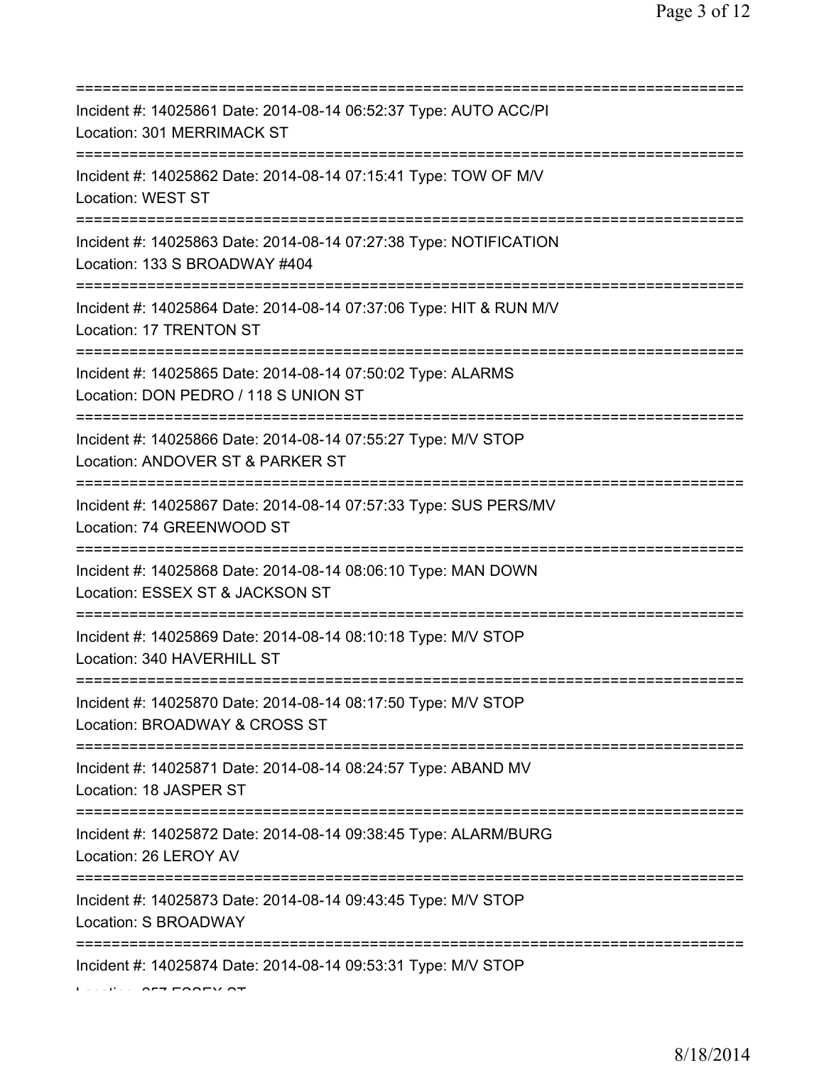===========================================================================

Incident #: 14025861 Date: 2014-08-14 06:52:37 Type: AUTO ACC/PI
Location: 301 MERRIMACK ST

===========================================================================

Incident #: 14025862 Date: 2014-08-14 07:15:41 Type: TOW OF M/V
Location: WEST ST

===========================================================================

Incident #: 14025863 Date: 2014-08-14 07:27:38 Type: NOTIFICATION
Location: 133 S BROADWAY #404

===========================================================================

Incident #: 14025864 Date: 2014-08-14 07:37:06 Type: HIT & RUN M/V
Location: 17 TRENTON ST

===========================================================================

Incident #: 14025865 Date: 2014-08-14 07:50:02 Type: ALARMS
Location: DON PEDRO / 118 S UNION ST

===========================================================================

Incident #: 14025866 Date: 2014-08-14 07:55:27 Type: M/V STOP
Location: ANDOVER ST & PARKER ST

===========================================================================

Incident #: 14025867 Date: 2014-08-14 07:57:33 Type: SUS PERS/MV
Location: 74 GREENWOOD ST

===========================================================================

Incident #: 14025868 Date: 2014-08-14 08:06:10 Type: MAN DOWN
Location: ESSEX ST & JACKSON ST

===========================================================================

Incident #: 14025869 Date: 2014-08-14 08:10:18 Type: M/V STOP
Location: 340 HAVERHILL ST

===========================================================================

Incident #: 14025870 Date: 2014-08-14 08:17:50 Type: M/V STOP
Location: BROADWAY & CROSS ST

===========================================================================

Incident #: 14025871 Date: 2014-08-14 08:24:57 Type: ABAND MV
Location: 18 JASPER ST

===========================================================================

Incident #: 14025872 Date: 2014-08-14 09:38:45 Type: ALARM/BURG
Location: 26 LEROY AV

===========================================================================

Incident #: 14025873 Date: 2014-08-14 09:43:45 Type: M/V STOP
Location: S BROADWAY

===========================================================================

Incident #: 14025874 Date: 2014-08-14 09:53:31 Type: M/V STOP
Location: 257 ESSEX ST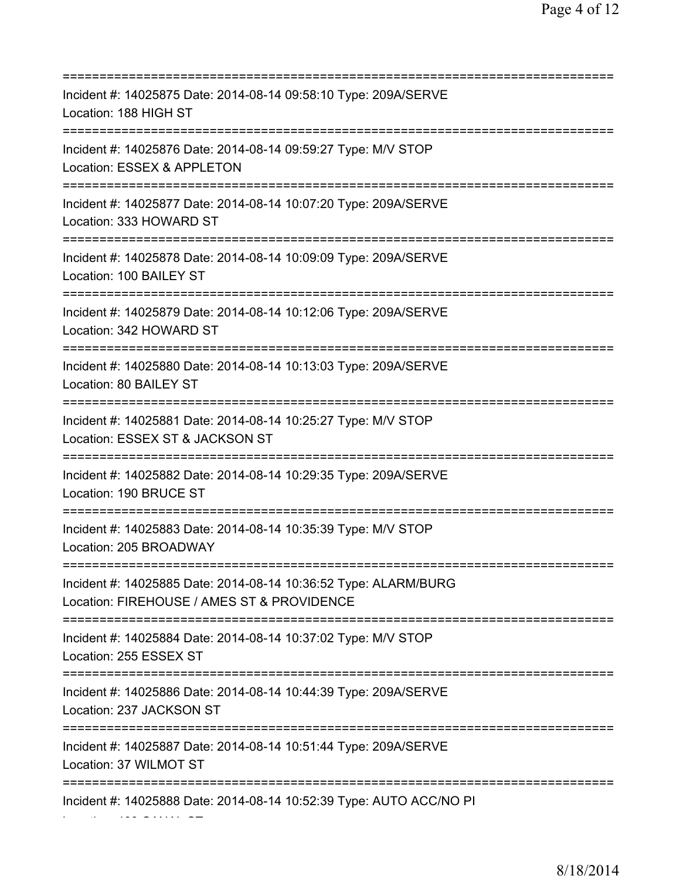===========================================================================
Incident #: 14025875 Date: 2014-08-14 09:58:10 Type: 209A/SERVE
Location: 188 HIGH ST
===========================================================================
Incident #: 14025876 Date: 2014-08-14 09:59:27 Type: M/V STOP
Location: ESSEX & APPLETON
===========================================================================
Incident #: 14025877 Date: 2014-08-14 10:07:20 Type: 209A/SERVE
Location: 333 HOWARD ST
===========================================================================
Incident #: 14025878 Date: 2014-08-14 10:09:09 Type: 209A/SERVE
Location: 100 BAILEY ST
===========================================================================
Incident #: 14025879 Date: 2014-08-14 10:12:06 Type: 209A/SERVE
Location: 342 HOWARD ST
===========================================================================
Incident #: 14025880 Date: 2014-08-14 10:13:03 Type: 209A/SERVE
Location: 80 BAILEY ST
===========================================================================
Incident #: 14025881 Date: 2014-08-14 10:25:27 Type: M/V STOP
Location: ESSEX ST & JACKSON ST
===========================================================================
Incident #: 14025882 Date: 2014-08-14 10:29:35 Type: 209A/SERVE
Location: 190 BRUCE ST
===========================================================================
Incident #: 14025883 Date: 2014-08-14 10:35:39 Type: M/V STOP
Location: 205 BROADWAY
===========================================================================
Incident #: 14025885 Date: 2014-08-14 10:36:52 Type: ALARM/BURG
Location: FIREHOUSE / AMES ST & PROVIDENCE
===========================================================================
Incident #: 14025884 Date: 2014-08-14 10:37:02 Type: M/V STOP
Location: 255 ESSEX ST
===========================================================================
Incident #: 14025886 Date: 2014-08-14 10:44:39 Type: 209A/SERVE
Location: 237 JACKSON ST
===========================================================================
Incident #: 14025887 Date: 2014-08-14 10:51:44 Type: 209A/SERVE
Location: 37 WILMOT ST
===========================================================================
Incident #: 14025888 Date: 2014-08-14 10:52:39 Type: AUTO ACC/NO PI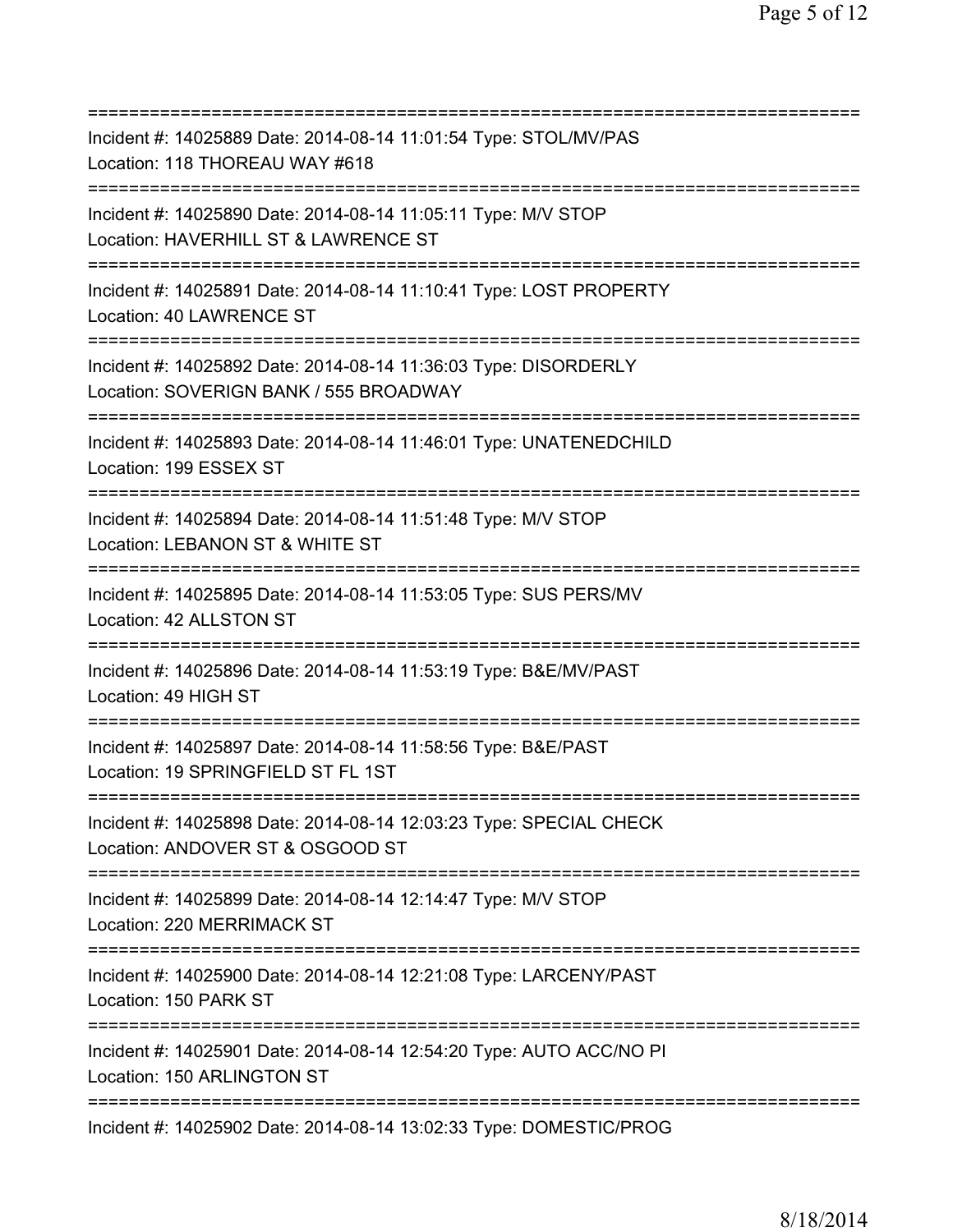===========================================================================
Incident #: 14025889 Date: 2014-08-14 11:01:54 Type: STOL/MV/PAS
Location: 118 THOREAU WAY #618
===========================================================================
Incident #: 14025890 Date: 2014-08-14 11:05:11 Type: M/V STOP
Location: HAVERHILL ST & LAWRENCE ST
===========================================================================
Incident #: 14025891 Date: 2014-08-14 11:10:41 Type: LOST PROPERTY
Location: 40 LAWRENCE ST
===========================================================================
Incident #: 14025892 Date: 2014-08-14 11:36:03 Type: DISORDERLY
Location: SOVERIGN BANK / 555 BROADWAY
===========================================================================
Incident #: 14025893 Date: 2014-08-14 11:46:01 Type: UNATENEDCHILD
Location: 199 ESSEX ST
===========================================================================
Incident #: 14025894 Date: 2014-08-14 11:51:48 Type: M/V STOP
Location: LEBANON ST & WHITE ST
===========================================================================
Incident #: 14025895 Date: 2014-08-14 11:53:05 Type: SUS PERS/MV
Location: 42 ALLSTON ST
===========================================================================
Incident #: 14025896 Date: 2014-08-14 11:53:19 Type: B&E/MV/PAST
Location: 49 HIGH ST
===========================================================================
Incident #: 14025897 Date: 2014-08-14 11:58:56 Type: B&E/PAST
Location: 19 SPRINGFIELD ST FL 1ST
===========================================================================
Incident #: 14025898 Date: 2014-08-14 12:03:23 Type: SPECIAL CHECK
Location: ANDOVER ST & OSGOOD ST
===========================================================================
Incident #: 14025899 Date: 2014-08-14 12:14:47 Type: M/V STOP
Location: 220 MERRIMACK ST
===========================================================================
Incident #: 14025900 Date: 2014-08-14 12:21:08 Type: LARCENY/PAST
Location: 150 PARK ST
===========================================================================
Incident #: 14025901 Date: 2014-08-14 12:54:20 Type: AUTO ACC/NO PI
Location: 150 ARLINGTON ST
===========================================================================
Incident #: 14025902 Date: 2014-08-14 13:02:33 Type: DOMESTIC/PROG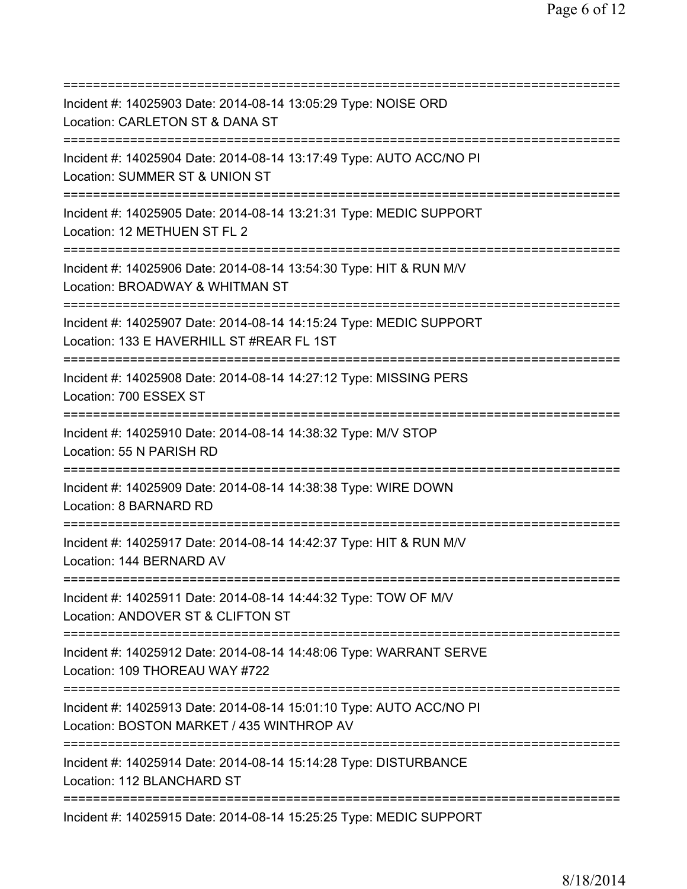===========================================================================
Incident #: 14025903 Date: 2014-08-14 13:05:29 Type: NOISE ORD
Location: CARLETON ST & DANA ST
===========================================================================
Incident #: 14025904 Date: 2014-08-14 13:17:49 Type: AUTO ACC/NO PI
Location: SUMMER ST & UNION ST
===========================================================================
Incident #: 14025905 Date: 2014-08-14 13:21:31 Type: MEDIC SUPPORT
Location: 12 METHUEN ST FL 2
===========================================================================
Incident #: 14025906 Date: 2014-08-14 13:54:30 Type: HIT & RUN M/V
Location: BROADWAY & WHITMAN ST
===========================================================================
Incident #: 14025907 Date: 2014-08-14 14:15:24 Type: MEDIC SUPPORT
Location: 133 E HAVERHILL ST #REAR FL 1ST
===========================================================================
Incident #: 14025908 Date: 2014-08-14 14:27:12 Type: MISSING PERS
Location: 700 ESSEX ST
===========================================================================
Incident #: 14025910 Date: 2014-08-14 14:38:32 Type: M/V STOP
Location: 55 N PARISH RD
===========================================================================
Incident #: 14025909 Date: 2014-08-14 14:38:38 Type: WIRE DOWN
Location: 8 BARNARD RD
===========================================================================
Incident #: 14025917 Date: 2014-08-14 14:42:37 Type: HIT & RUN M/V
Location: 144 BERNARD AV
===========================================================================
Incident #: 14025911 Date: 2014-08-14 14:44:32 Type: TOW OF M/V
Location: ANDOVER ST & CLIFTON ST
===========================================================================
Incident #: 14025912 Date: 2014-08-14 14:48:06 Type: WARRANT SERVE
Location: 109 THOREAU WAY #722
===========================================================================
Incident #: 14025913 Date: 2014-08-14 15:01:10 Type: AUTO ACC/NO PI
Location: BOSTON MARKET / 435 WINTHROP AV
===========================================================================
Incident #: 14025914 Date: 2014-08-14 15:14:28 Type: DISTURBANCE
Location: 112 BLANCHARD ST
===========================================================================
Incident #: 14025915 Date: 2014-08-14 15:25:25 Type: MEDIC SUPPORT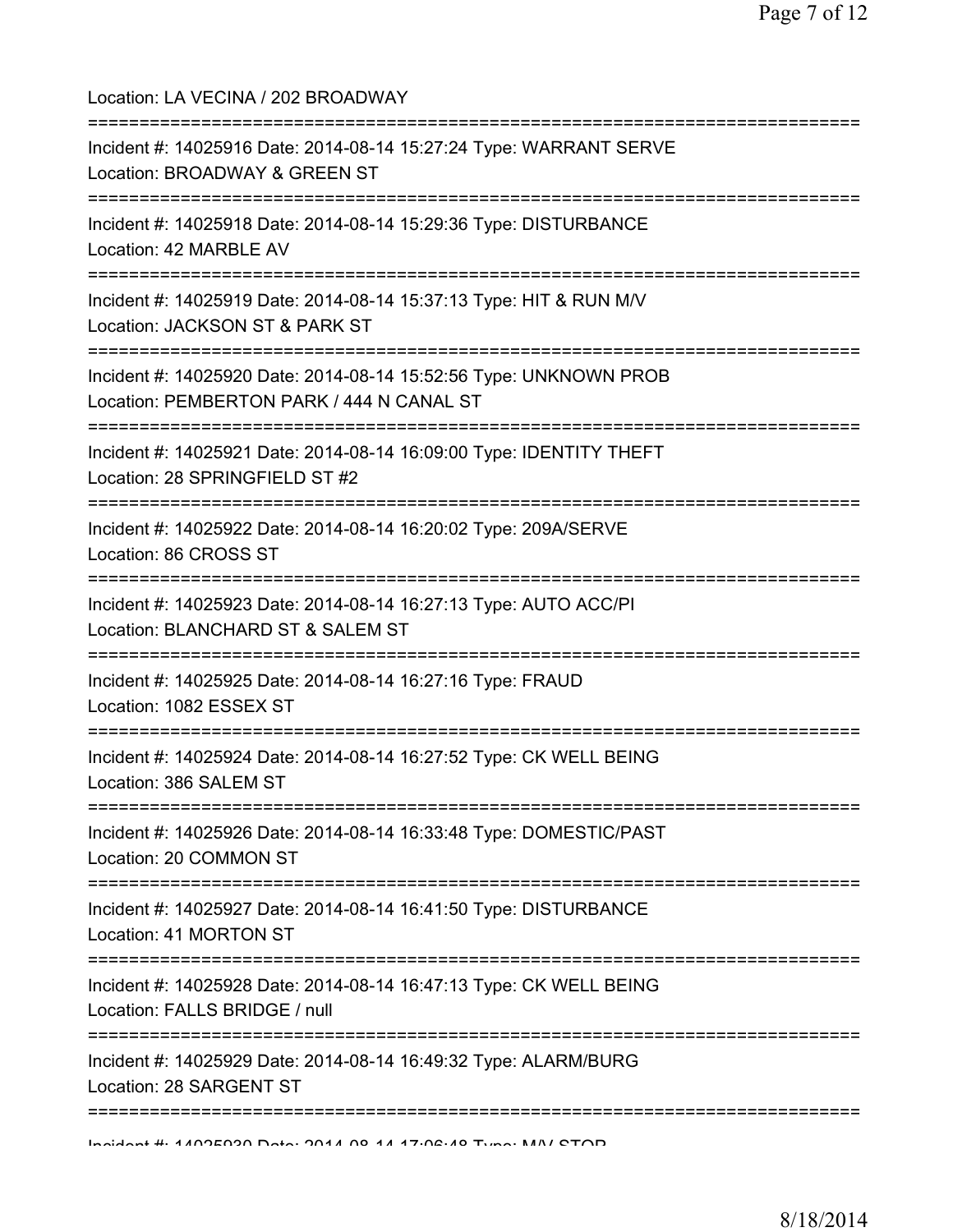Location: LA VECINA / 202 BROADWAY

===========================================================================

Incident #: 14025916 Date: 2014-08-14 15:27:24 Type: WARRANT SERVE
Location: BROADWAY & GREEN ST

===========================================================================

Incident #: 14025918 Date: 2014-08-14 15:29:36 Type: DISTURBANCE
Location: 42 MARBLE AV

===========================================================================

Incident #: 14025919 Date: 2014-08-14 15:37:13 Type: HIT & RUN M/V
Location: JACKSON ST & PARK ST

===========================================================================

Incident #: 14025920 Date: 2014-08-14 15:52:56 Type: UNKNOWN PROB
Location: PEMBERTON PARK / 444 N CANAL ST

===========================================================================

Incident #: 14025921 Date: 2014-08-14 16:09:00 Type: IDENTITY THEFT
Location: 28 SPRINGFIELD ST #2

===========================================================================

Incident #: 14025922 Date: 2014-08-14 16:20:02 Type: 209A/SERVE
Location: 86 CROSS ST

===========================================================================

Incident #: 14025923 Date: 2014-08-14 16:27:13 Type: AUTO ACC/PI
Location: BLANCHARD ST & SALEM ST

===========================================================================

Incident #: 14025925 Date: 2014-08-14 16:27:16 Type: FRAUD
Location: 1082 ESSEX ST

===========================================================================

Incident #: 14025924 Date: 2014-08-14 16:27:52 Type: CK WELL BEING
Location: 386 SALEM ST

===========================================================================

Incident #: 14025926 Date: 2014-08-14 16:33:48 Type: DOMESTIC/PAST
Location: 20 COMMON ST

===========================================================================

Incident #: 14025927 Date: 2014-08-14 16:41:50 Type: DISTURBANCE
Location: 41 MORTON ST

===========================================================================

Incident #: 14025928 Date: 2014-08-14 16:47:13 Type: CK WELL BEING
Location: FALLS BRIDGE / null

===========================================================================

Incident #: 14025929 Date: 2014-08-14 16:49:32 Type: ALARM/BURG
Location: 28 SARGENT ST

===========================================================================

Incident #: 14025930 Date: 2014-08-14 17:06:48 Type: M/V STOP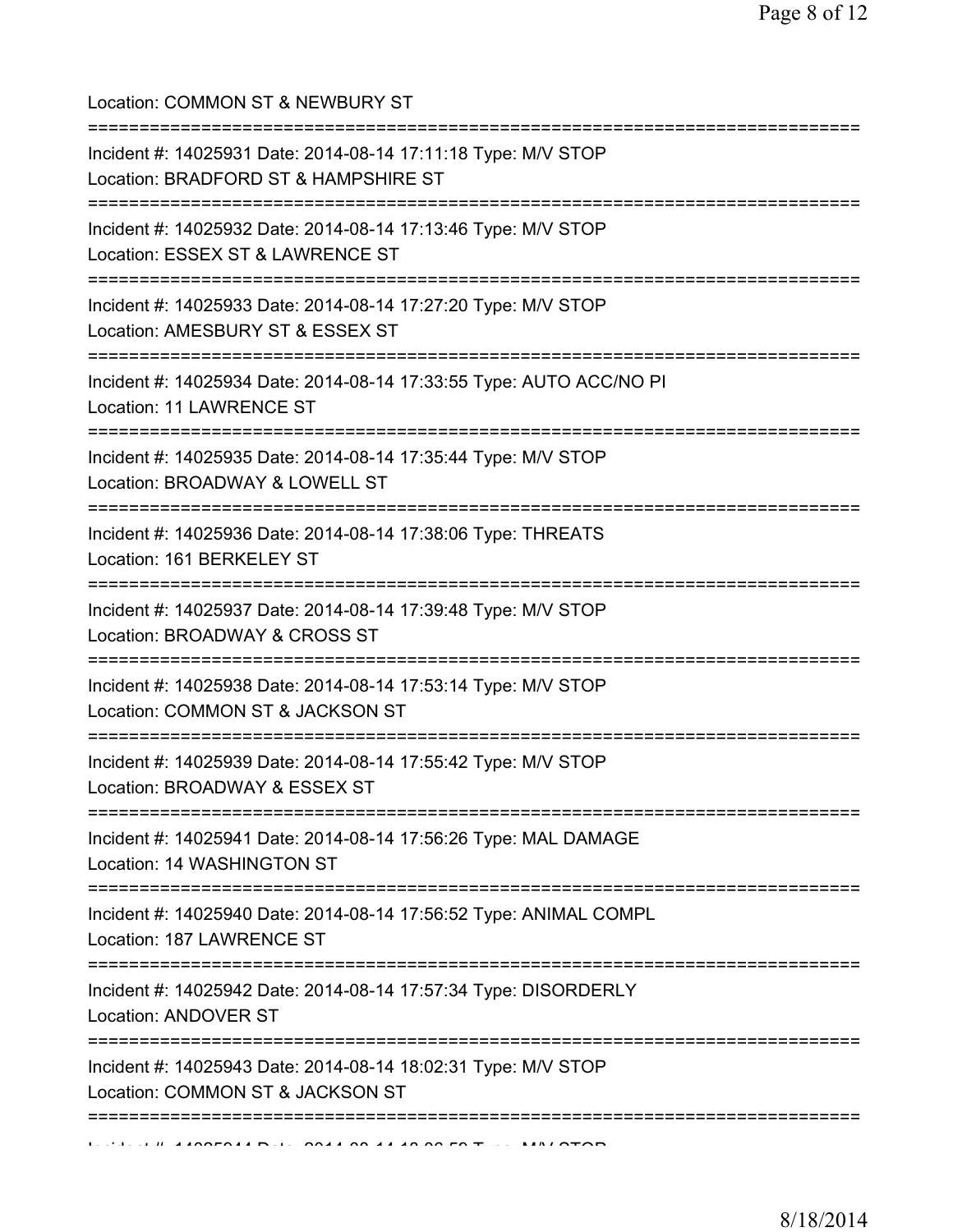Location: COMMON ST & NEWBURY ST

===========================================================================

Incident #: 14025931 Date: 2014-08-14 17:11:18 Type: M/V STOP

Location: BRADFORD ST & HAMPSHIRE ST

===========================================================================

Incident #: 14025932 Date: 2014-08-14 17:13:46 Type: M/V STOP

Location: ESSEX ST & LAWRENCE ST

===========================================================================

Incident #: 14025933 Date: 2014-08-14 17:27:20 Type: M/V STOP

Location: AMESBURY ST & ESSEX ST

===========================================================================

Incident #: 14025934 Date: 2014-08-14 17:33:55 Type: AUTO ACC/NO PI

Location: 11 LAWRENCE ST

===========================================================================

Incident #: 14025935 Date: 2014-08-14 17:35:44 Type: M/V STOP

Location: BROADWAY & LOWELL ST

===========================================================================

Incident #: 14025936 Date: 2014-08-14 17:38:06 Type: THREATS

Location: 161 BERKELEY ST

===========================================================================

Incident #: 14025937 Date: 2014-08-14 17:39:48 Type: M/V STOP

Location: BROADWAY & CROSS ST

===========================================================================

Incident #: 14025938 Date: 2014-08-14 17:53:14 Type: M/V STOP

Location: COMMON ST & JACKSON ST

===========================================================================

Incident #: 14025939 Date: 2014-08-14 17:55:42 Type: M/V STOP

Location: BROADWAY & ESSEX ST

===========================================================================

Incident #: 14025941 Date: 2014-08-14 17:56:26 Type: MAL DAMAGE

Location: 14 WASHINGTON ST

===========================================================================

Incident #: 14025940 Date: 2014-08-14 17:56:52 Type: ANIMAL COMPL

Location: 187 LAWRENCE ST

===========================================================================

Incident #: 14025942 Date: 2014-08-14 17:57:34 Type: DISORDERLY

Location: ANDOVER ST

===========================================================================

Incident #: 14025943 Date: 2014-08-14 18:02:31 Type: M/V STOP

Location: COMMON ST & JACKSON ST

===========================================================================

Incident #: 14025944 Date: 2014-08-14 18:06:58 Type: M/V STOP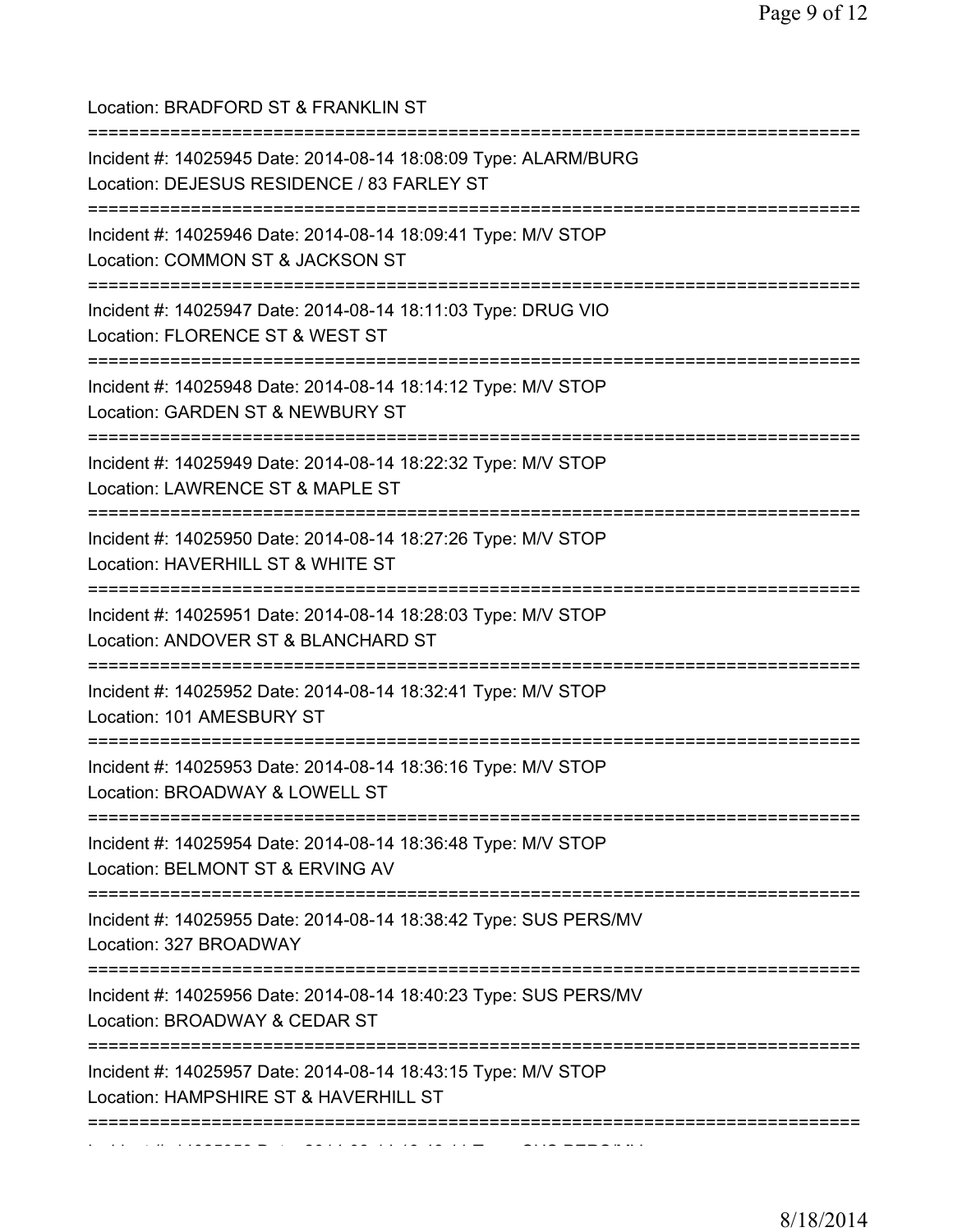Location: BRADFORD ST & FRANKLIN ST

===========================================================================

Incident #: 14025945 Date: 2014-08-14 18:08:09 Type: ALARM/BURG
Location: DEJESUS RESIDENCE / 83 FARLEY ST

===========================================================================

Incident #: 14025946 Date: 2014-08-14 18:09:41 Type: M/V STOP
Location: COMMON ST & JACKSON ST

===========================================================================

Incident #: 14025947 Date: 2014-08-14 18:11:03 Type: DRUG VIO
Location: FLORENCE ST & WEST ST

===========================================================================

Incident #: 14025948 Date: 2014-08-14 18:14:12 Type: M/V STOP
Location: GARDEN ST & NEWBURY ST

===========================================================================

Incident #: 14025949 Date: 2014-08-14 18:22:32 Type: M/V STOP
Location: LAWRENCE ST & MAPLE ST

===========================================================================

Incident #: 14025950 Date: 2014-08-14 18:27:26 Type: M/V STOP
Location: HAVERHILL ST & WHITE ST

===========================================================================

Incident #: 14025951 Date: 2014-08-14 18:28:03 Type: M/V STOP
Location: ANDOVER ST & BLANCHARD ST

===========================================================================

Incident #: 14025952 Date: 2014-08-14 18:32:41 Type: M/V STOP
Location: 101 AMESBURY ST

===========================================================================

Incident #: 14025953 Date: 2014-08-14 18:36:16 Type: M/V STOP
Location: BROADWAY & LOWELL ST

===========================================================================

Incident #: 14025954 Date: 2014-08-14 18:36:48 Type: M/V STOP
Location: BELMONT ST & ERVING AV

===========================================================================

Incident #: 14025955 Date: 2014-08-14 18:38:42 Type: SUS PERS/MV
Location: 327 BROADWAY

===========================================================================

Incident #: 14025956 Date: 2014-08-14 18:40:23 Type: SUS PERS/MV
Location: BROADWAY & CEDAR ST

===========================================================================

Incident #: 14025957 Date: 2014-08-14 18:43:15 Type: M/V STOP
Location: HAMPSHIRE ST & HAVERHILL ST

===========================================================================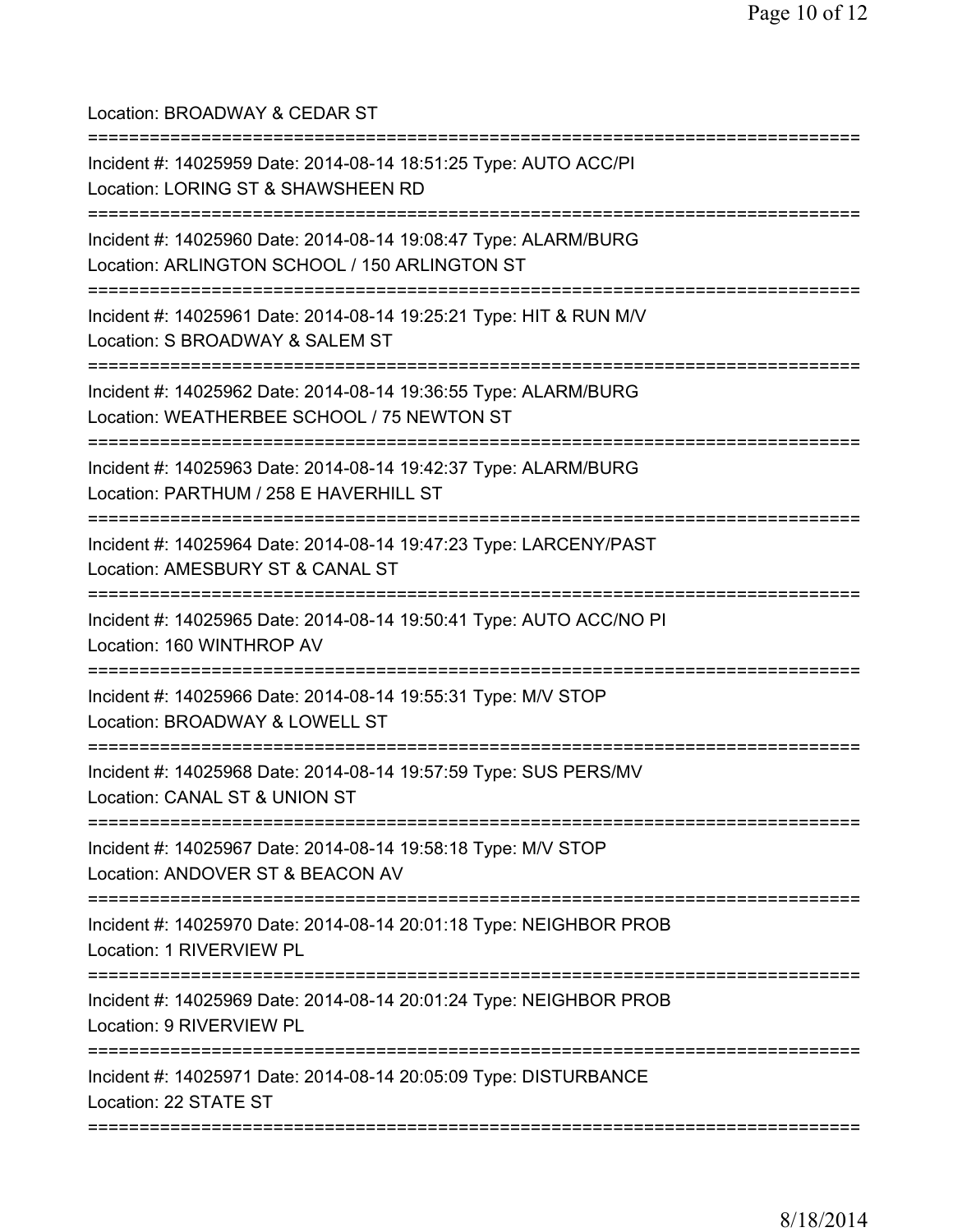Location: BROADWAY & CEDAR ST

===========================================================================

Incident #: 14025959 Date: 2014-08-14 18:51:25 Type: AUTO ACC/PI
Location: LORING ST & SHAWSHEEN RD

===========================================================================

Incident #: 14025960 Date: 2014-08-14 19:08:47 Type: ALARM/BURG
Location: ARLINGTON SCHOOL / 150 ARLINGTON ST

===========================================================================

Incident #: 14025961 Date: 2014-08-14 19:25:21 Type: HIT & RUN M/V
Location: S BROADWAY & SALEM ST

===========================================================================

Incident #: 14025962 Date: 2014-08-14 19:36:55 Type: ALARM/BURG
Location: WEATHERBEE SCHOOL / 75 NEWTON ST

===========================================================================

Incident #: 14025963 Date: 2014-08-14 19:42:37 Type: ALARM/BURG
Location: PARTHUM / 258 E HAVERHILL ST

===========================================================================

Incident #: 14025964 Date: 2014-08-14 19:47:23 Type: LARCENY/PAST
Location: AMESBURY ST & CANAL ST

===========================================================================

Incident #: 14025965 Date: 2014-08-14 19:50:41 Type: AUTO ACC/NO PI
Location: 160 WINTHROP AV

===========================================================================

Incident #: 14025966 Date: 2014-08-14 19:55:31 Type: M/V STOP
Location: BROADWAY & LOWELL ST

===========================================================================

Incident #: 14025968 Date: 2014-08-14 19:57:59 Type: SUS PERS/MV
Location: CANAL ST & UNION ST

===========================================================================

Incident #: 14025967 Date: 2014-08-14 19:58:18 Type: M/V STOP
Location: ANDOVER ST & BEACON AV

===========================================================================

Incident #: 14025970 Date: 2014-08-14 20:01:18 Type: NEIGHBOR PROB
Location: 1 RIVERVIEW PL

===========================================================================

Incident #: 14025969 Date: 2014-08-14 20:01:24 Type: NEIGHBOR PROB
Location: 9 RIVERVIEW PL

===========================================================================

Incident #: 14025971 Date: 2014-08-14 20:05:09 Type: DISTURBANCE
Location: 22 STATE ST

===========================================================================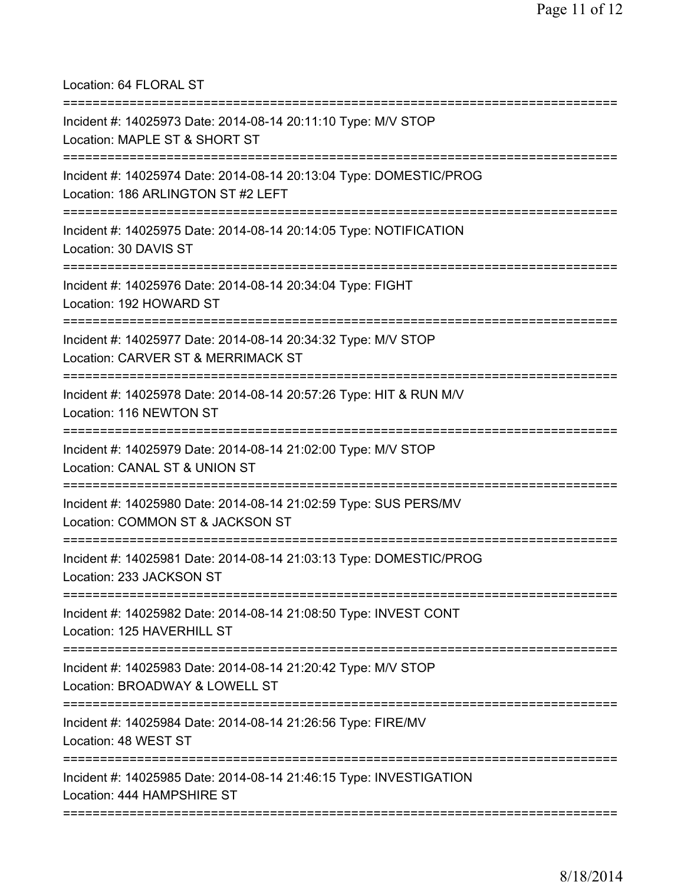Location: 64 FLORAL ST

===========================================================================

Incident #: 14025973 Date: 2014-08-14 20:11:10 Type: M/V STOP
Location: MAPLE ST & SHORT ST

===========================================================================

Incident #: 14025974 Date: 2014-08-14 20:13:04 Type: DOMESTIC/PROG
Location: 186 ARLINGTON ST #2 LEFT

===========================================================================

Incident #: 14025975 Date: 2014-08-14 20:14:05 Type: NOTIFICATION
Location: 30 DAVIS ST

===========================================================================

Incident #: 14025976 Date: 2014-08-14 20:34:04 Type: FIGHT
Location: 192 HOWARD ST

===========================================================================

Incident #: 14025977 Date: 2014-08-14 20:34:32 Type: M/V STOP
Location: CARVER ST & MERRIMACK ST

===========================================================================

Incident #: 14025978 Date: 2014-08-14 20:57:26 Type: HIT & RUN M/V
Location: 116 NEWTON ST

===========================================================================

Incident #: 14025979 Date: 2014-08-14 21:02:00 Type: M/V STOP
Location: CANAL ST & UNION ST

===========================================================================

Incident #: 14025980 Date: 2014-08-14 21:02:59 Type: SUS PERS/MV
Location: COMMON ST & JACKSON ST

===========================================================================

Incident #: 14025981 Date: 2014-08-14 21:03:13 Type: DOMESTIC/PROG
Location: 233 JACKSON ST

===========================================================================

Incident #: 14025982 Date: 2014-08-14 21:08:50 Type: INVEST CONT
Location: 125 HAVERHILL ST

===========================================================================

Incident #: 14025983 Date: 2014-08-14 21:20:42 Type: M/V STOP
Location: BROADWAY & LOWELL ST

===========================================================================

Incident #: 14025984 Date: 2014-08-14 21:26:56 Type: FIRE/MV
Location: 48 WEST ST

===========================================================================

Incident #: 14025985 Date: 2014-08-14 21:46:15 Type: INVESTIGATION
Location: 444 HAMPSHIRE ST

===========================================================================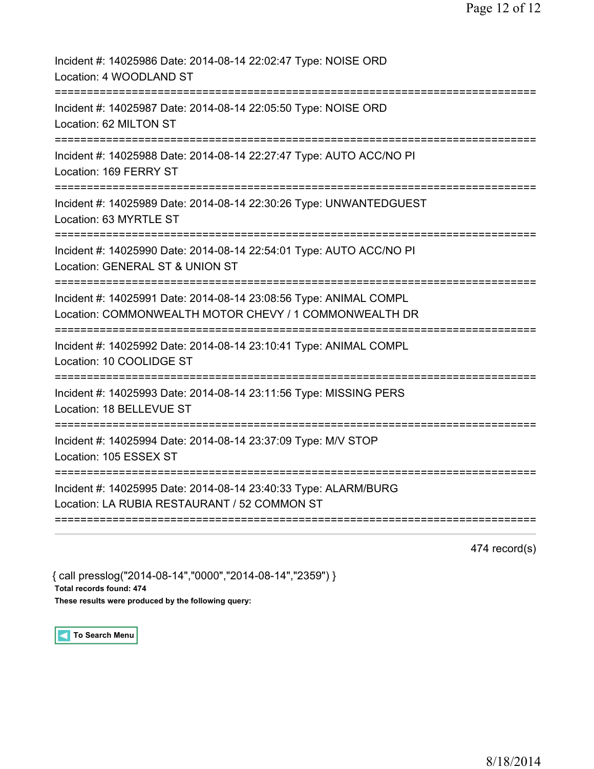Incident #: 14025986 Date: 2014-08-14 22:02:47 Type: NOISE ORD
Location: 4 WOODLAND ST

===========================================================================

Incident #: 14025987 Date: 2014-08-14 22:05:50 Type: NOISE ORD
Location: 62 MILTON ST

===========================================================================

Incident #: 14025988 Date: 2014-08-14 22:27:47 Type: AUTO ACC/NO PI
Location: 169 FERRY ST

===========================================================================

Incident #: 14025989 Date: 2014-08-14 22:30:26 Type: UNWANTEDGUEST
Location: 63 MYRTLE ST

===========================================================================

Incident #: 14025990 Date: 2014-08-14 22:54:01 Type: AUTO ACC/NO PI
Location: GENERAL ST & UNION ST

===========================================================================

Incident #: 14025991 Date: 2014-08-14 23:08:56 Type: ANIMAL COMPL
Location: COMMONWEALTH MOTOR CHEVY / 1 COMMONWEALTH DR

===========================================================================

Incident #: 14025992 Date: 2014-08-14 23:10:41 Type: ANIMAL COMPL
Location: 10 COOLIDGE ST

===========================================================================

Incident #: 14025993 Date: 2014-08-14 23:11:56 Type: MISSING PERS
Location: 18 BELLEVUE ST

===========================================================================

Incident #: 14025994 Date: 2014-08-14 23:37:09 Type: M/V STOP
Location: 105 ESSEX ST

===========================================================================

Incident #: 14025995 Date: 2014-08-14 23:40:33 Type: ALARM/BURG
Location: LA RUBIA RESTAURANT / 52 COMMON ST

===========================================================================

474 record(s)

{ call presslog("2014-08-14","0000","2014-08-14","2359") }

**Total records found: 474**

**These results were produced by the following query:**

To Search Menu